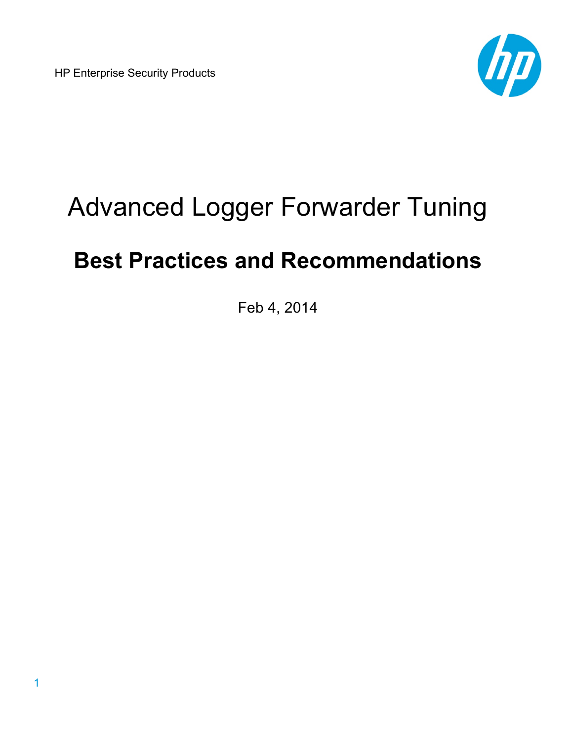HP Enterprise Security Products

# Advanced Logger Forwarder Tuning

## Best Practices and Recommendations

Feb 4, 2014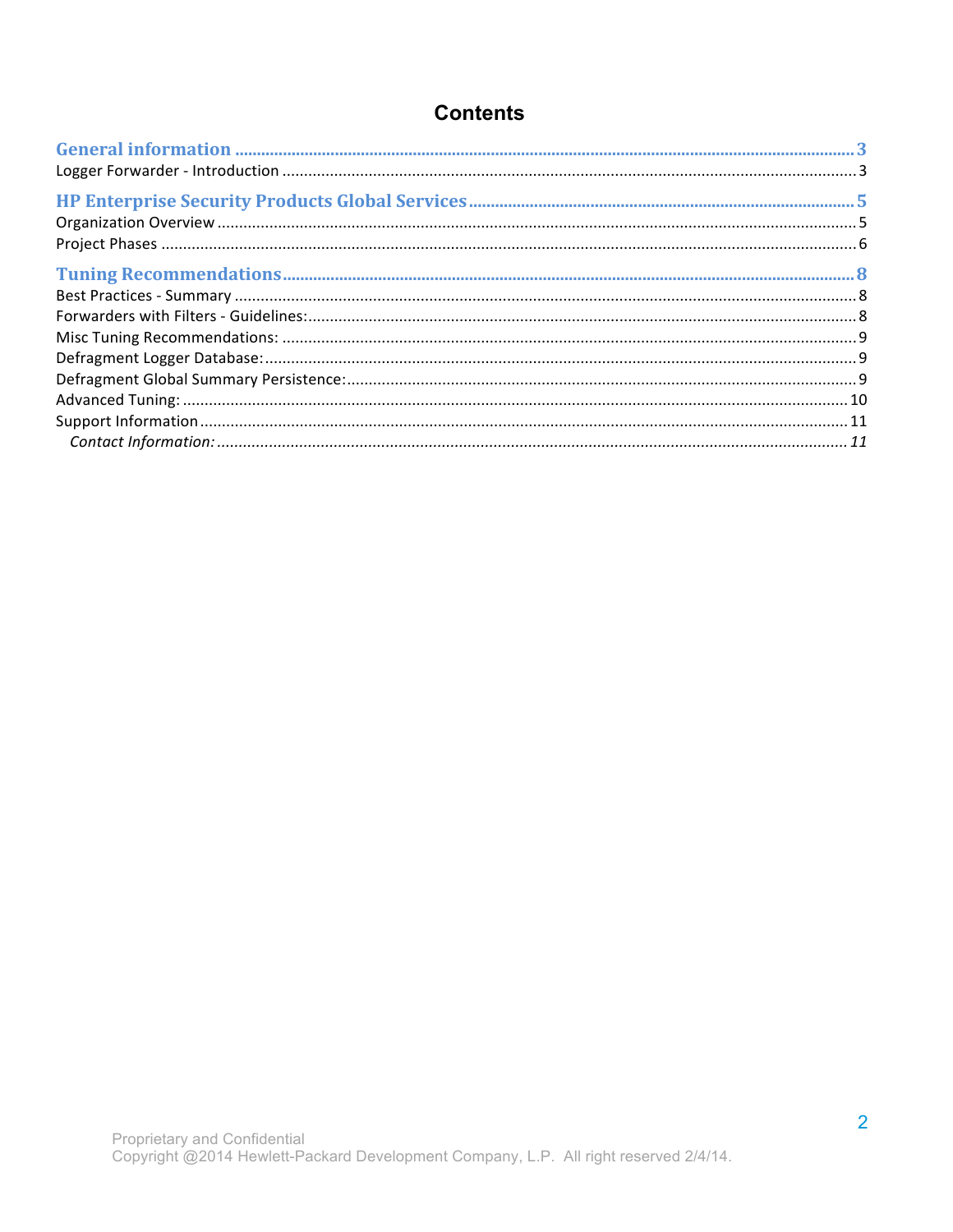# Contents

**General information** ............................................................ 3

Logger Forwarder - Introduction ............................................................ 3

**HP Enterprise Security Products Global Services** ............................................................ 5

Organization Overview ............................................................ 5

Project Phases ............................................................ 6

**Tuning Recommendations** ............................................................ 8

Best Practices - Summary ............................................................ 8

Forwarders with Filters - Guidelines: ............................................................ 8

Misc Tuning Recommendations: ............................................................ 9

Defragment Logger Database: ............................................................ 9

Defragment Global Summary Persistence: ............................................................ 9

Advanced Tuning: ............................................................ 10

Support Information ............................................................ 11

*Contact Information:* ............................................................ *11*

Proprietary and Confidential
Copyright @2014 Hewlett-Packard Development Company, L.P. All right reserved 2/4/14.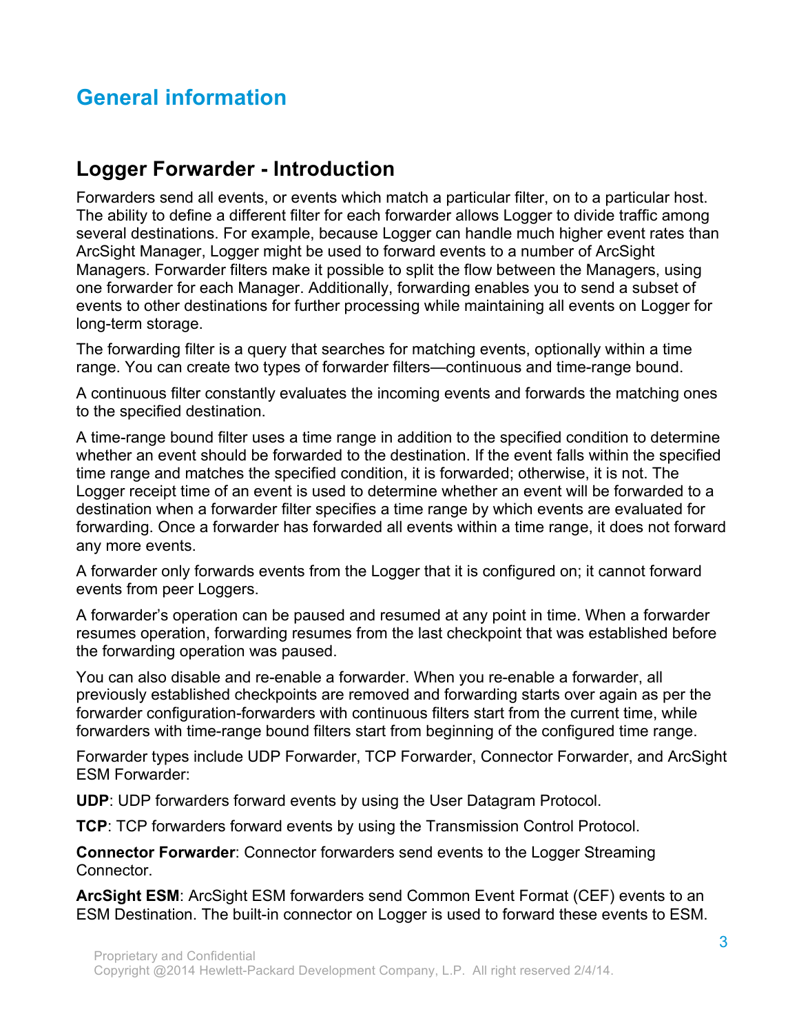# General information

## Logger Forwarder - Introduction

Forwarders send all events, or events which match a particular filter, on to a particular host. The ability to define a different filter for each forwarder allows Logger to divide traffic among several destinations. For example, because Logger can handle much higher event rates than ArcSight Manager, Logger might be used to forward events to a number of ArcSight Managers. Forwarder filters make it possible to split the flow between the Managers, using one forwarder for each Manager. Additionally, forwarding enables you to send a subset of events to other destinations for further processing while maintaining all events on Logger for long-term storage.

The forwarding filter is a query that searches for matching events, optionally within a time range. You can create two types of forwarder filters—continuous and time-range bound.

A continuous filter constantly evaluates the incoming events and forwards the matching ones to the specified destination.

A time-range bound filter uses a time range in addition to the specified condition to determine whether an event should be forwarded to the destination. If the event falls within the specified time range and matches the specified condition, it is forwarded; otherwise, it is not. The Logger receipt time of an event is used to determine whether an event will be forwarded to a destination when a forwarder filter specifies a time range by which events are evaluated for forwarding. Once a forwarder has forwarded all events within a time range, it does not forward any more events.

A forwarder only forwards events from the Logger that it is configured on; it cannot forward events from peer Loggers.

A forwarder's operation can be paused and resumed at any point in time. When a forwarder resumes operation, forwarding resumes from the last checkpoint that was established before the forwarding operation was paused.

You can also disable and re-enable a forwarder. When you re-enable a forwarder, all previously established checkpoints are removed and forwarding starts over again as per the forwarder configuration-forwarders with continuous filters start from the current time, while forwarders with time-range bound filters start from beginning of the configured time range.

Forwarder types include UDP Forwarder, TCP Forwarder, Connector Forwarder, and ArcSight ESM Forwarder:

**UDP**: UDP forwarders forward events by using the User Datagram Protocol.

**TCP**: TCP forwarders forward events by using the Transmission Control Protocol.

**Connector Forwarder**: Connector forwarders send events to the Logger Streaming Connector.

**ArcSight ESM**: ArcSight ESM forwarders send Common Event Format (CEF) events to an ESM Destination. The built-in connector on Logger is used to forward these events to ESM.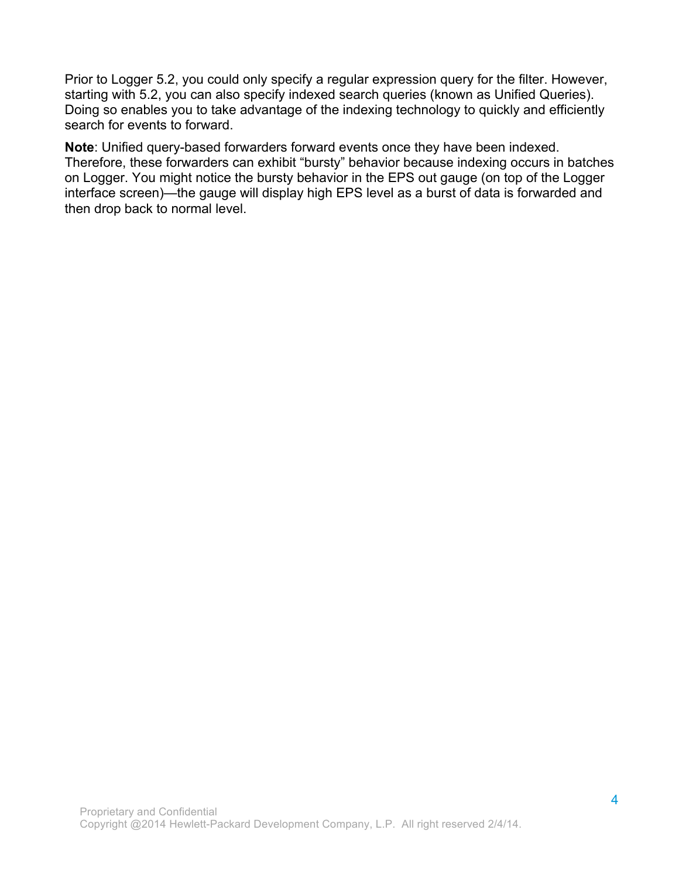Prior to Logger 5.2, you could only specify a regular expression query for the filter. However, starting with 5.2, you can also specify indexed search queries (known as Unified Queries). Doing so enables you to take advantage of the indexing technology to quickly and efficiently search for events to forward.

**Note**: Unified query-based forwarders forward events once they have been indexed. Therefore, these forwarders can exhibit “bursty” behavior because indexing occurs in batches on Logger. You might notice the bursty behavior in the EPS out gauge (on top of the Logger interface screen)—the gauge will display high EPS level as a burst of data is forwarded and then drop back to normal level.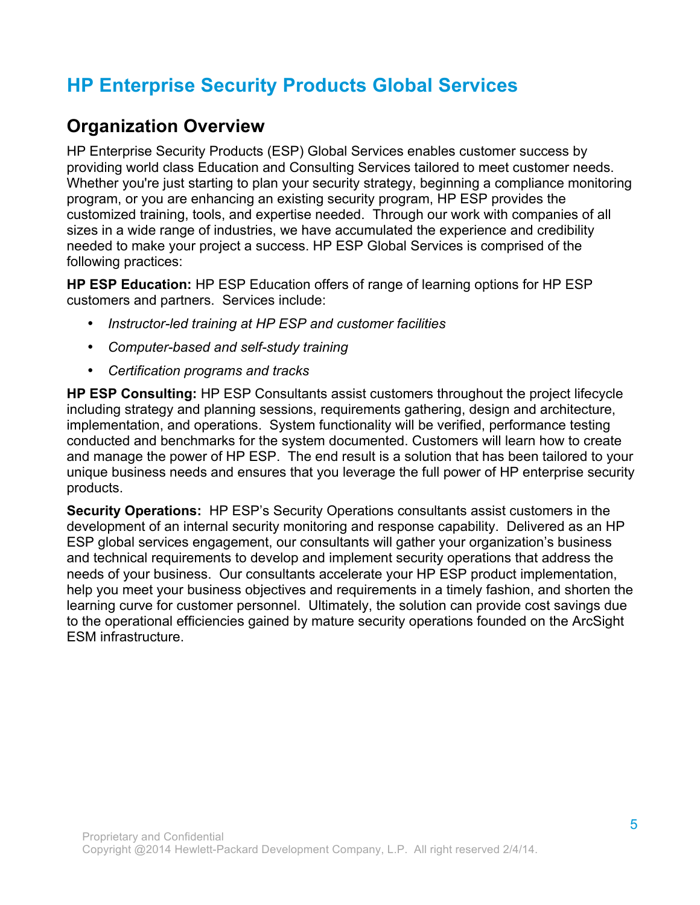# HP Enterprise Security Products Global Services

## Organization Overview

HP Enterprise Security Products (ESP) Global Services enables customer success by providing world class Education and Consulting Services tailored to meet customer needs. Whether you're just starting to plan your security strategy, beginning a compliance monitoring program, or you are enhancing an existing security program, HP ESP provides the customized training, tools, and expertise needed. Through our work with companies of all sizes in a wide range of industries, we have accumulated the experience and credibility needed to make your project a success. HP ESP Global Services is comprised of the following practices:

**HP ESP Education:** HP ESP Education offers of range of learning options for HP ESP customers and partners. Services include:

- *Instructor-led training at HP ESP and customer facilities*
- *Computer-based and self-study training*
- *Certification programs and tracks*

**HP ESP Consulting:** HP ESP Consultants assist customers throughout the project lifecycle including strategy and planning sessions, requirements gathering, design and architecture, implementation, and operations. System functionality will be verified, performance testing conducted and benchmarks for the system documented. Customers will learn how to create and manage the power of HP ESP. The end result is a solution that has been tailored to your unique business needs and ensures that you leverage the full power of HP enterprise security products.

**Security Operations:** HP ESP's Security Operations consultants assist customers in the development of an internal security monitoring and response capability. Delivered as an HP ESP global services engagement, our consultants will gather your organization's business and technical requirements to develop and implement security operations that address the needs of your business. Our consultants accelerate your HP ESP product implementation, help you meet your business objectives and requirements in a timely fashion, and shorten the learning curve for customer personnel. Ultimately, the solution can provide cost savings due to the operational efficiencies gained by mature security operations founded on the ArcSight ESM infrastructure.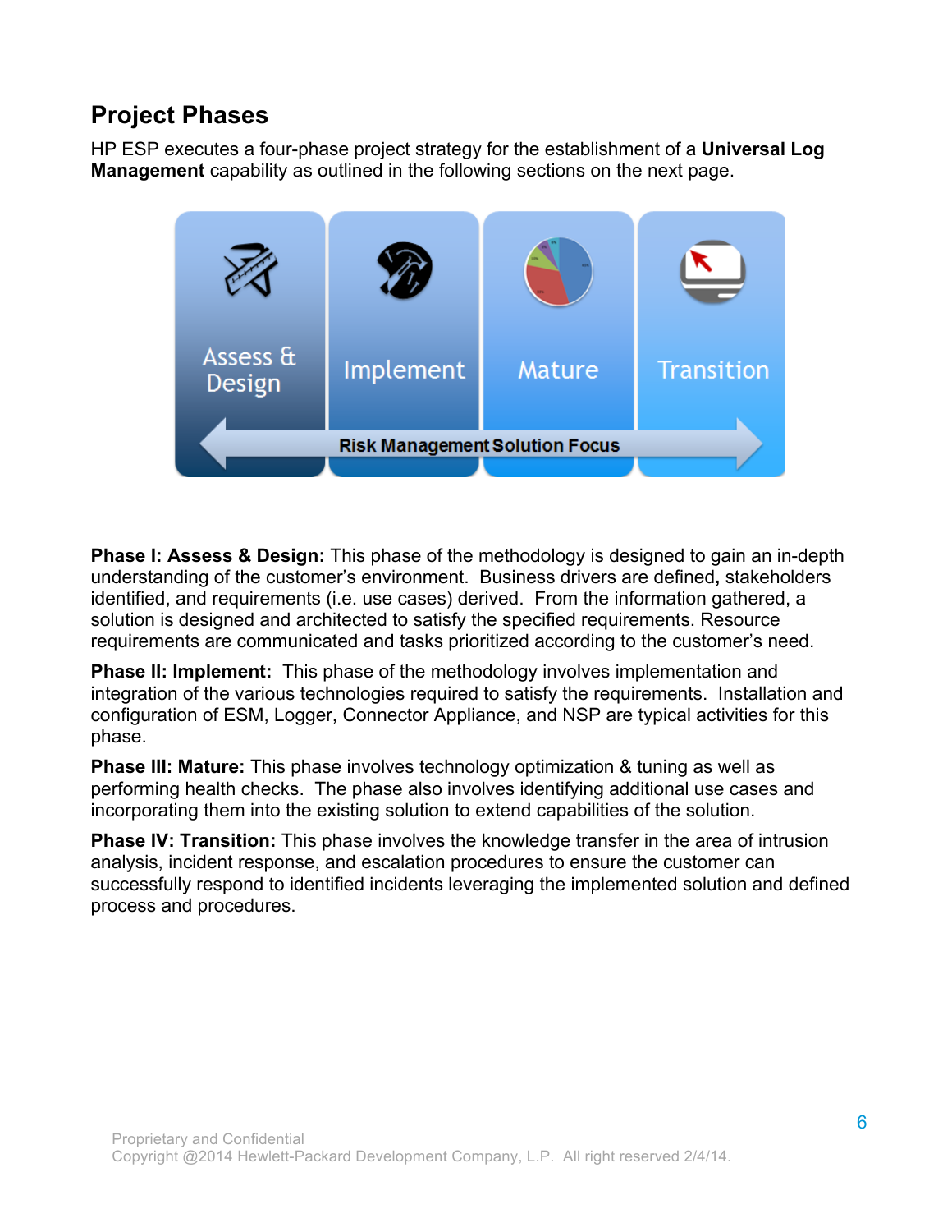## Project Phases

HP ESP executes a four-phase project strategy for the establishment of a **Universal Log Management** capability as outlined in the following sections on the next page.

Assess & Design | Implement | Mature | Transition

Risk Management Solution Focus

**Phase I: Assess & Design:** This phase of the methodology is designed to gain an in-depth understanding of the customer's environment. Business drivers are defined**,** stakeholders identified, and requirements (i.e. use cases) derived. From the information gathered, a solution is designed and architected to satisfy the specified requirements. Resource requirements are communicated and tasks prioritized according to the customer's need.

**Phase II: Implement:** This phase of the methodology involves implementation and integration of the various technologies required to satisfy the requirements. Installation and configuration of ESM, Logger, Connector Appliance, and NSP are typical activities for this phase.

**Phase III: Mature:** This phase involves technology optimization & tuning as well as performing health checks. The phase also involves identifying additional use cases and incorporating them into the existing solution to extend capabilities of the solution.

**Phase IV: Transition:** This phase involves the knowledge transfer in the area of intrusion analysis, incident response, and escalation procedures to ensure the customer can successfully respond to identified incidents leveraging the implemented solution and defined process and procedures.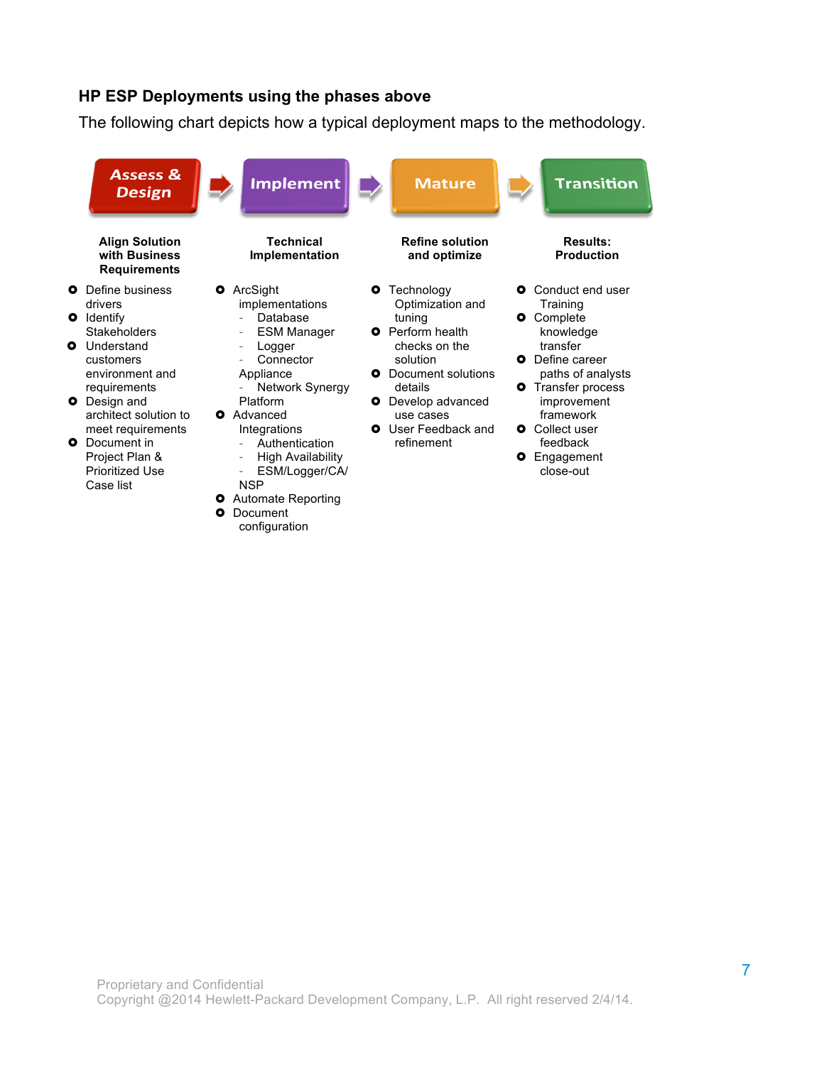### HP ESP Deployments using the phases above

The following chart depicts how a typical deployment maps to the methodology.

**Assess & Design** → **Implement** → **Mature** → **Transition**

#### Assess & Design — Align Solution with Business Requirements

- Define business drivers
- Identify Stakeholders
- Understand customers environment and requirements
- Design and architect solution to meet requirements
- Document in Project Plan & Prioritized Use Case list

#### Implement — Technical Implementation

- ArcSight implementations
  - Database
  - ESM Manager
  - Logger
  - Connector Appliance
  - Network Synergy Platform
- Advanced Integrations
  - Authentication
  - High Availability
  - ESM/Logger/CA/NSP
- Automate Reporting
- Document configuration

#### Mature — Refine solution and optimize

- Technology Optimization and tuning
- Perform health checks on the solution
- Document solutions details
- Develop advanced use cases
- User Feedback and refinement

#### Transition — Results: Production

- Conduct end user Training
- Complete knowledge transfer
- Define career paths of analysts
- Transfer process improvement framework
- Collect user feedback
- Engagement close-out

Proprietary and Confidential
Copyright @2014 Hewlett-Packard Development Company, L.P. All right reserved 2/4/14.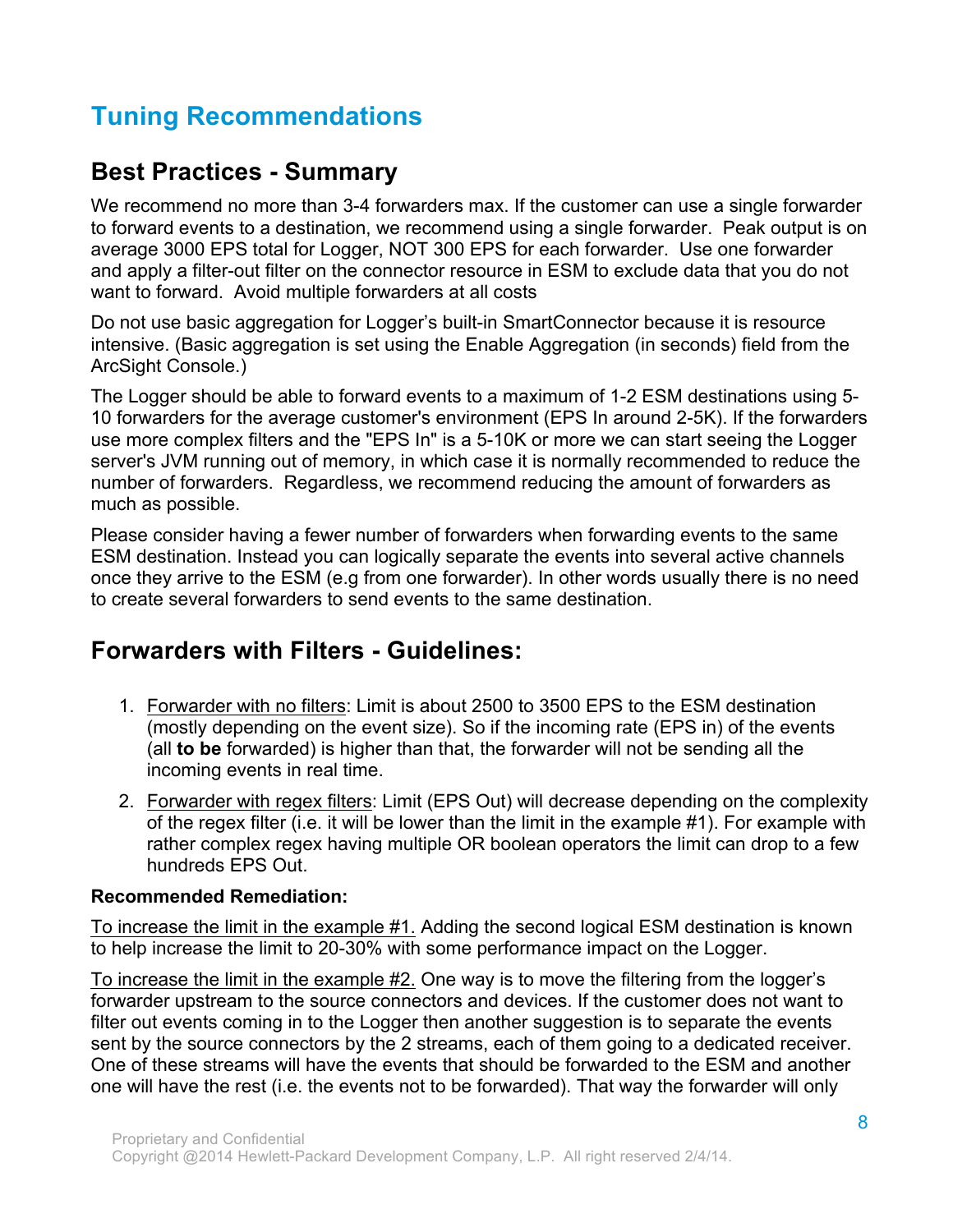# Tuning Recommendations

## Best Practices - Summary

We recommend no more than 3-4 forwarders max. If the customer can use a single forwarder to forward events to a destination, we recommend using a single forwarder. Peak output is on average 3000 EPS total for Logger, NOT 300 EPS for each forwarder. Use one forwarder and apply a filter-out filter on the connector resource in ESM to exclude data that you do not want to forward. Avoid multiple forwarders at all costs

Do not use basic aggregation for Logger's built-in SmartConnector because it is resource intensive. (Basic aggregation is set using the Enable Aggregation (in seconds) field from the ArcSight Console.)

The Logger should be able to forward events to a maximum of 1-2 ESM destinations using 5-10 forwarders for the average customer's environment (EPS In around 2-5K). If the forwarders use more complex filters and the "EPS In" is a 5-10K or more we can start seeing the Logger server's JVM running out of memory, in which case it is normally recommended to reduce the number of forwarders. Regardless, we recommend reducing the amount of forwarders as much as possible.

Please consider having a fewer number of forwarders when forwarding events to the same ESM destination. Instead you can logically separate the events into several active channels once they arrive to the ESM (e.g from one forwarder). In other words usually there is no need to create several forwarders to send events to the same destination.

## Forwarders with Filters - Guidelines:

1. Forwarder with no filters: Limit is about 2500 to 3500 EPS to the ESM destination (mostly depending on the event size). So if the incoming rate (EPS in) of the events (all **to be** forwarded) is higher than that, the forwarder will not be sending all the incoming events in real time.
2. Forwarder with regex filters: Limit (EPS Out) will decrease depending on the complexity of the regex filter (i.e. it will be lower than the limit in the example #1). For example with rather complex regex having multiple OR boolean operators the limit can drop to a few hundreds EPS Out.

**Recommended Remediation:**

To increase the limit in the example #1. Adding the second logical ESM destination is known to help increase the limit to 20-30% with some performance impact on the Logger.

To increase the limit in the example #2. One way is to move the filtering from the logger's forwarder upstream to the source connectors and devices. If the customer does not want to filter out events coming in to the Logger then another suggestion is to separate the events sent by the source connectors by the 2 streams, each of them going to a dedicated receiver. One of these streams will have the events that should be forwarded to the ESM and another one will have the rest (i.e. the events not to be forwarded). That way the forwarder will only

Proprietary and Confidential
Copyright @2014 Hewlett-Packard Development Company, L.P. All right reserved 2/4/14.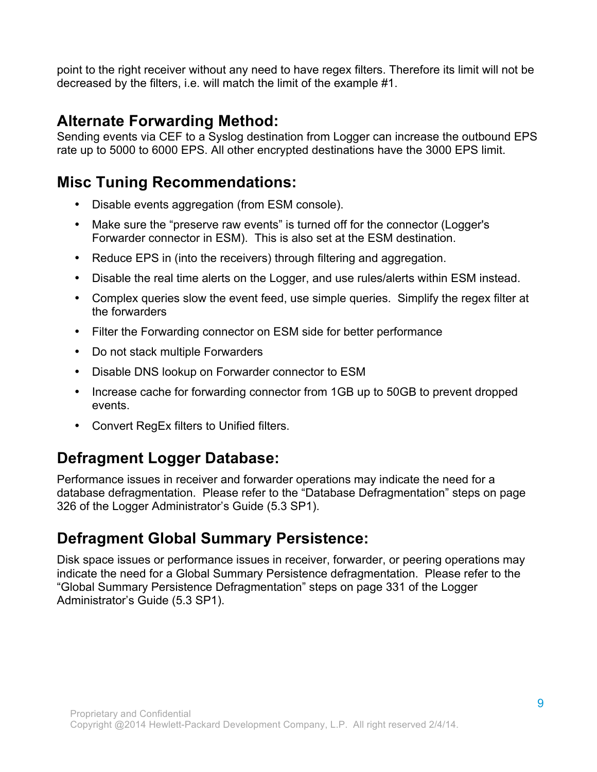point to the right receiver without any need to have regex filters. Therefore its limit will not be decreased by the filters, i.e. will match the limit of the example #1.

## Alternate Forwarding Method:

Sending events via CEF to a Syslog destination from Logger can increase the outbound EPS rate up to 5000 to 6000 EPS. All other encrypted destinations have the 3000 EPS limit.

## Misc Tuning Recommendations:

- Disable events aggregation (from ESM console).
- Make sure the “preserve raw events” is turned off for the connector (Logger's Forwarder connector in ESM). This is also set at the ESM destination.
- Reduce EPS in (into the receivers) through filtering and aggregation.
- Disable the real time alerts on the Logger, and use rules/alerts within ESM instead.
- Complex queries slow the event feed, use simple queries. Simplify the regex filter at the forwarders
- Filter the Forwarding connector on ESM side for better performance
- Do not stack multiple Forwarders
- Disable DNS lookup on Forwarder connector to ESM
- Increase cache for forwarding connector from 1GB up to 50GB to prevent dropped events.
- Convert RegEx filters to Unified filters.

## Defragment Logger Database:

Performance issues in receiver and forwarder operations may indicate the need for a database defragmentation. Please refer to the “Database Defragmentation” steps on page 326 of the Logger Administrator’s Guide (5.3 SP1).

## Defragment Global Summary Persistence:

Disk space issues or performance issues in receiver, forwarder, or peering operations may indicate the need for a Global Summary Persistence defragmentation. Please refer to the “Global Summary Persistence Defragmentation” steps on page 331 of the Logger Administrator’s Guide (5.3 SP1).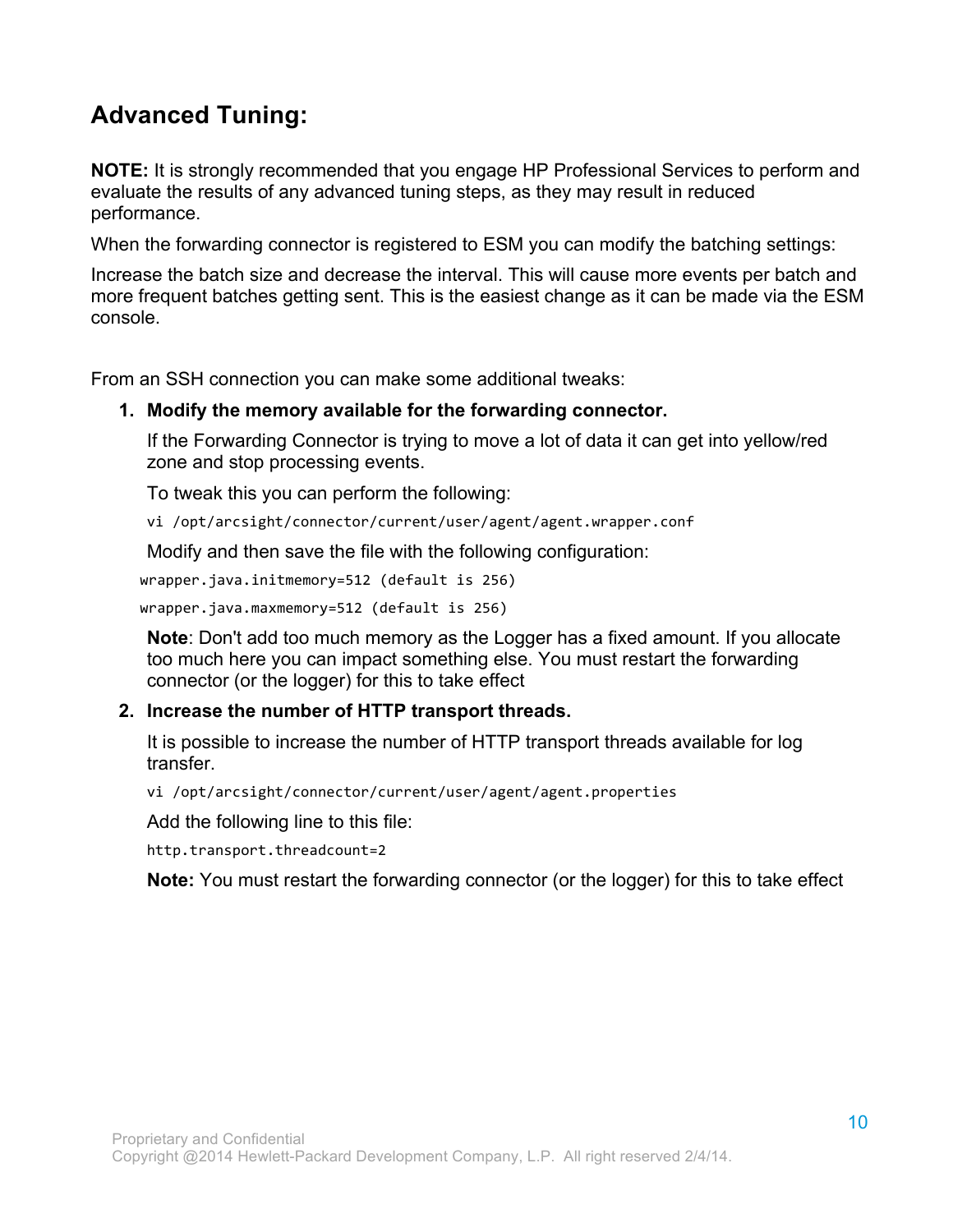## Advanced Tuning:

**NOTE:** It is strongly recommended that you engage HP Professional Services to perform and evaluate the results of any advanced tuning steps, as they may result in reduced performance.

When the forwarding connector is registered to ESM you can modify the batching settings:

Increase the batch size and decrease the interval. This will cause more events per batch and more frequent batches getting sent. This is the easiest change as it can be made via the ESM console.

From an SSH connection you can make some additional tweaks:

1. **Modify the memory available for the forwarding connector.**

   If the Forwarding Connector is trying to move a lot of data it can get into yellow/red zone and stop processing events.

   To tweak this you can perform the following:

   ```
   vi /opt/arcsight/connector/current/user/agent/agent.wrapper.conf
   ```

   Modify and then save the file with the following configuration:

   ```
   wrapper.java.initmemory=512 (default is 256)
   wrapper.java.maxmemory=512 (default is 256)
   ```

   **Note**: Don't add too much memory as the Logger has a fixed amount. If you allocate too much here you can impact something else. You must restart the forwarding connector (or the logger) for this to take effect

2. **Increase the number of HTTP transport threads.**

   It is possible to increase the number of HTTP transport threads available for log transfer.

   ```
   vi /opt/arcsight/connector/current/user/agent/agent.properties
   ```

   Add the following line to this file:

   ```
   http.transport.threadcount=2
   ```

   **Note:** You must restart the forwarding connector (or the logger) for this to take effect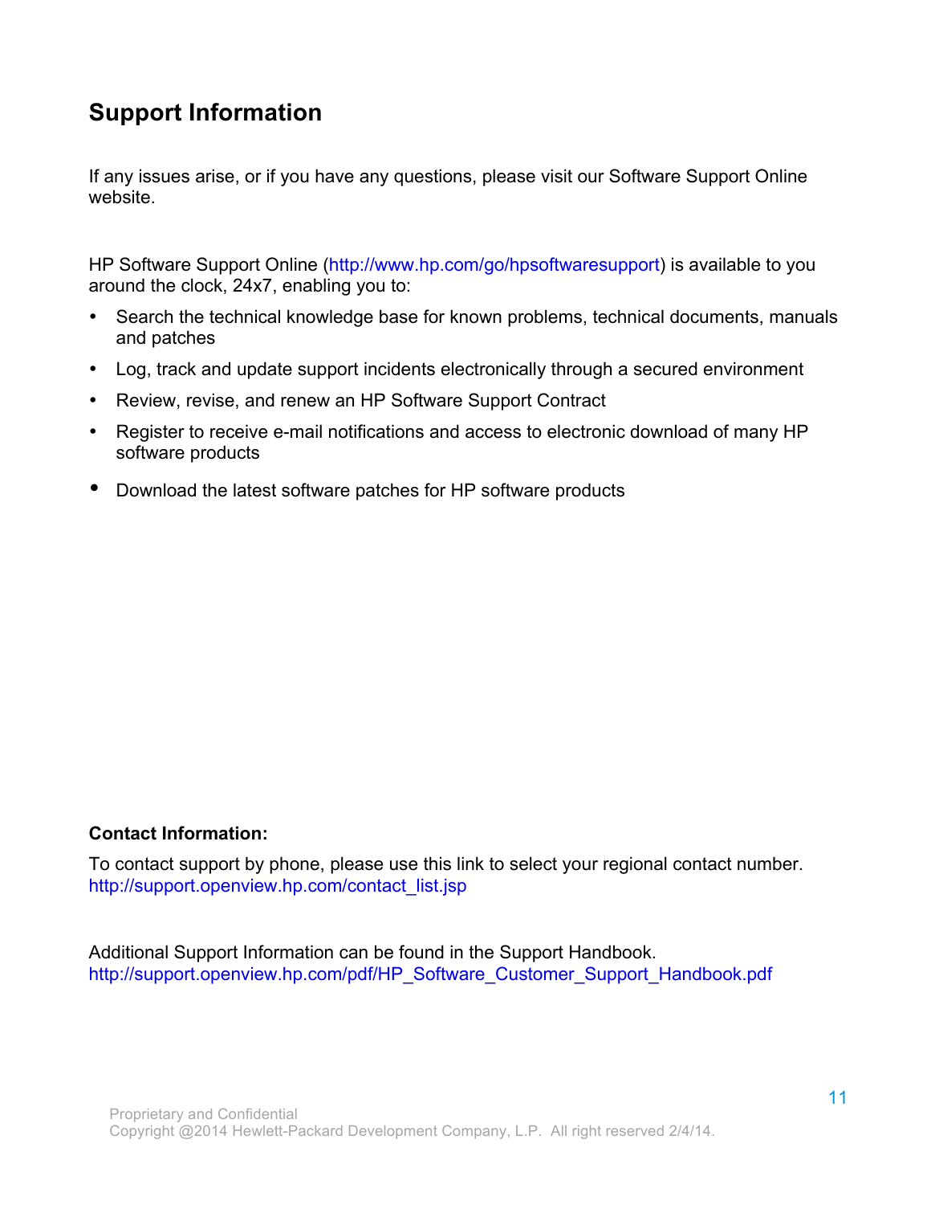## Support Information

If any issues arise, or if you have any questions, please visit our Software Support Online website.

HP Software Support Online (http://www.hp.com/go/hpsoftwaresupport) is available to you around the clock, 24x7, enabling you to:

- Search the technical knowledge base for known problems, technical documents, manuals and patches
- Log, track and update support incidents electronically through a secured environment
- Review, revise, and renew an HP Software Support Contract
- Register to receive e-mail notifications and access to electronic download of many HP software products
- Download the latest software patches for HP software products

**Contact Information:**

To contact support by phone, please use this link to select your regional contact number.
http://support.openview.hp.com/contact_list.jsp

Additional Support Information can be found in the Support Handbook.
http://support.openview.hp.com/pdf/HP_Software_Customer_Support_Handbook.pdf

Proprietary and Confidential
Copyright @2014 Hewlett-Packard Development Company, L.P. All right reserved 2/4/14.